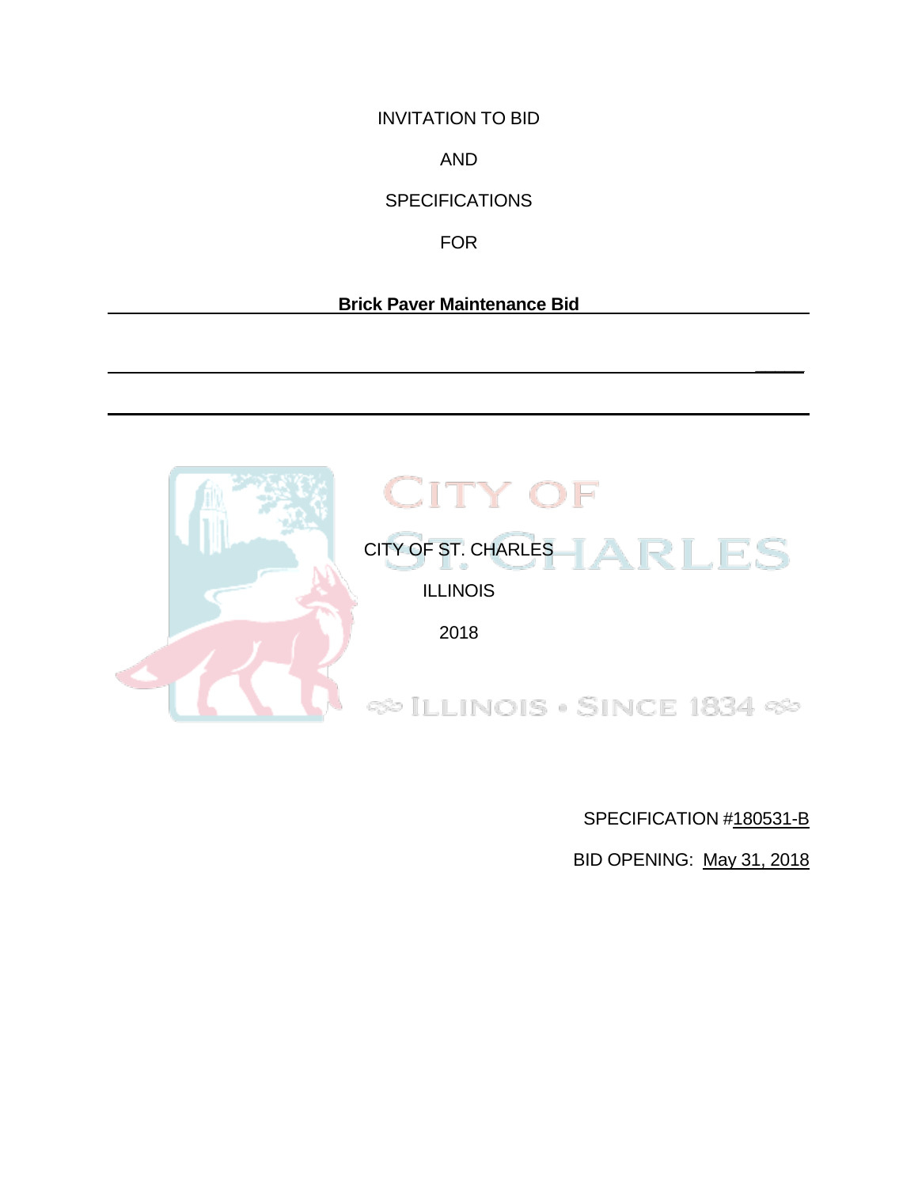INVITATION TO BID

AND

SPECIFICATIONS

FOR

**Brick Paver Maintenance Bid**

CITY OF ST. CHARLES

ILLINOIS

2018

SPECIFICATION #180531-B

BID OPENING: May 31, 2018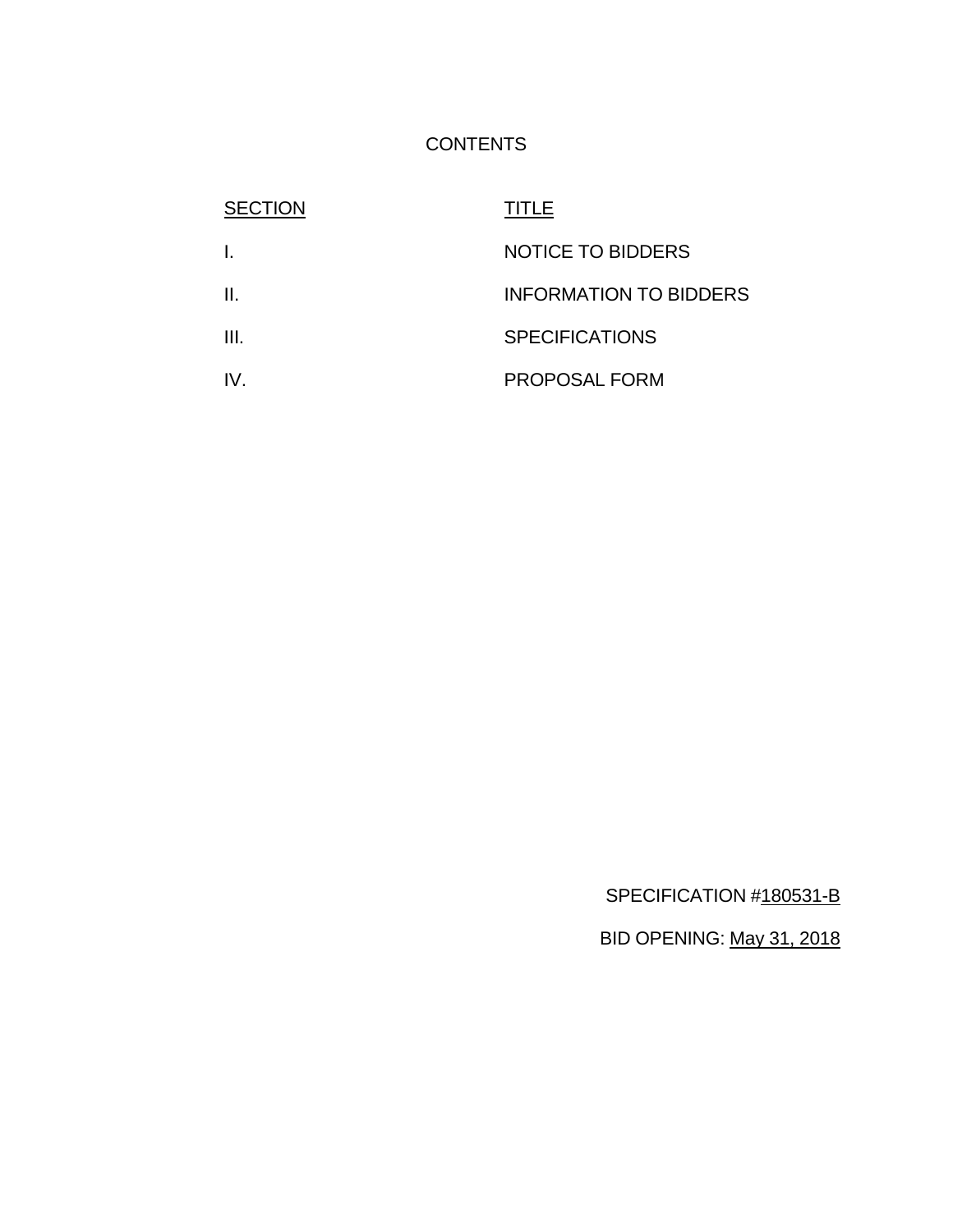# CONTENTS

| SECTION | TITLE |
|---|---|
| I. | NOTICE TO BIDDERS |
| II. | INFORMATION TO BIDDERS |
| III. | SPECIFICATIONS |
| IV. | PROPOSAL FORM |

SPECIFICATION #180531-B

BID OPENING: May 31, 2018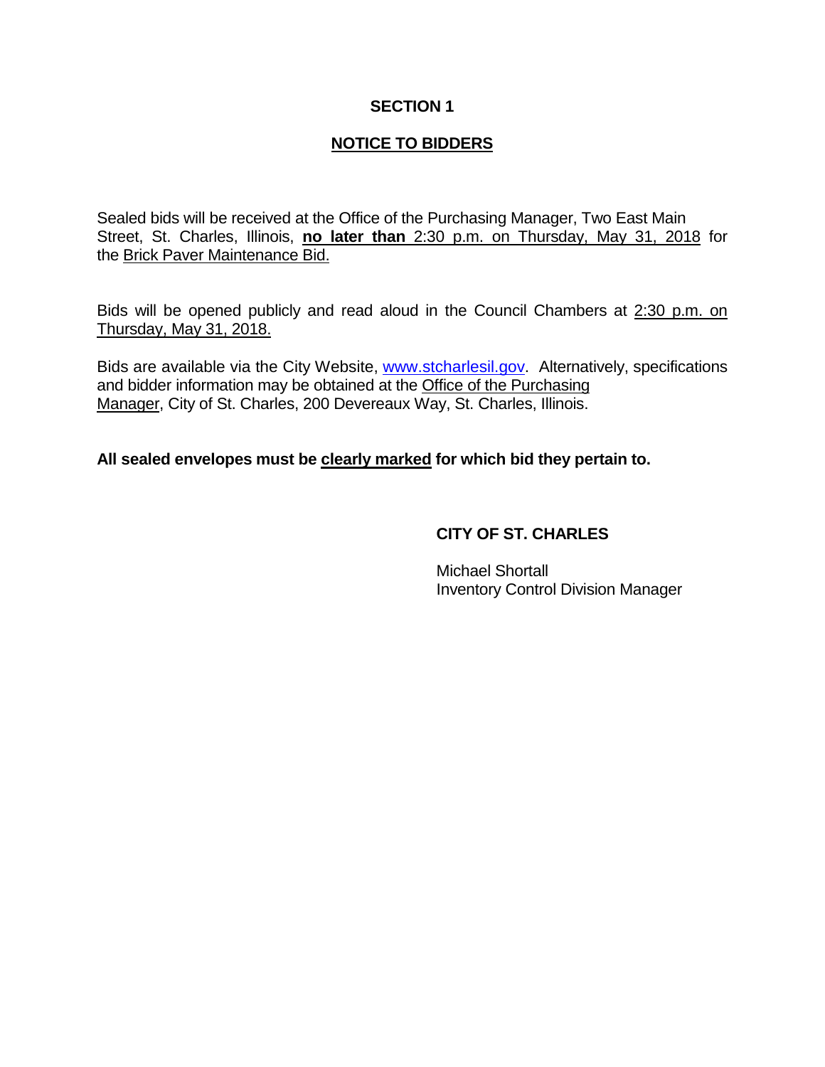# SECTION 1

## NOTICE TO BIDDERS

Sealed bids will be received at the Office of the Purchasing Manager, Two East Main Street, St. Charles, Illinois, **no later than** 2:30 p.m. on Thursday, May 31, 2018 for the Brick Paver Maintenance Bid.

Bids will be opened publicly and read aloud in the Council Chambers at 2:30 p.m. on Thursday, May 31, 2018.

Bids are available via the City Website, www.stcharlesil.gov. Alternatively, specifications and bidder information may be obtained at the Office of the Purchasing Manager, City of St. Charles, 200 Devereaux Way, St. Charles, Illinois.

**All sealed envelopes must be clearly marked for which bid they pertain to.**

**CITY OF ST. CHARLES**

Michael Shortall
Inventory Control Division Manager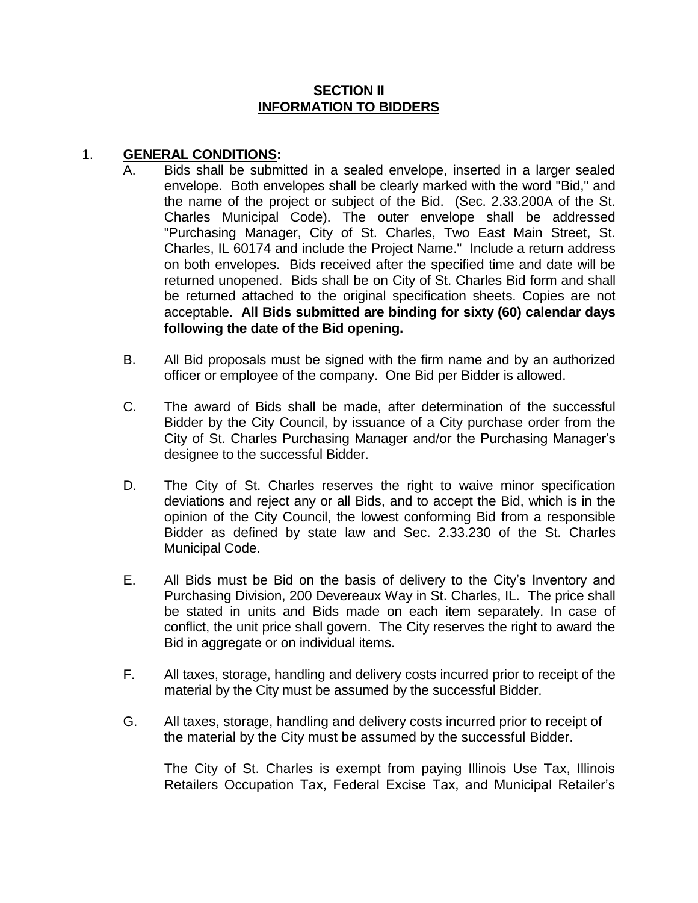## SECTION II
## INFORMATION TO BIDDERS

1. **GENERAL CONDITIONS:**

   A. Bids shall be submitted in a sealed envelope, inserted in a larger sealed envelope. Both envelopes shall be clearly marked with the word "Bid," and the name of the project or subject of the Bid. (Sec. 2.33.200A of the St. Charles Municipal Code). The outer envelope shall be addressed "Purchasing Manager, City of St. Charles, Two East Main Street, St. Charles, IL 60174 and include the Project Name." Include a return address on both envelopes. Bids received after the specified time and date will be returned unopened. Bids shall be on City of St. Charles Bid form and shall be returned attached to the original specification sheets. Copies are not acceptable. **All Bids submitted are binding for sixty (60) calendar days following the date of the Bid opening.**

   B. All Bid proposals must be signed with the firm name and by an authorized officer or employee of the company. One Bid per Bidder is allowed.

   C. The award of Bids shall be made, after determination of the successful Bidder by the City Council, by issuance of a City purchase order from the City of St. Charles Purchasing Manager and/or the Purchasing Manager's designee to the successful Bidder.

   D. The City of St. Charles reserves the right to waive minor specification deviations and reject any or all Bids, and to accept the Bid, which is in the opinion of the City Council, the lowest conforming Bid from a responsible Bidder as defined by state law and Sec. 2.33.230 of the St. Charles Municipal Code.

   E. All Bids must be Bid on the basis of delivery to the City's Inventory and Purchasing Division, 200 Devereaux Way in St. Charles, IL. The price shall be stated in units and Bids made on each item separately. In case of conflict, the unit price shall govern. The City reserves the right to award the Bid in aggregate or on individual items.

   F. All taxes, storage, handling and delivery costs incurred prior to receipt of the material by the City must be assumed by the successful Bidder.

   G. All taxes, storage, handling and delivery costs incurred prior to receipt of the material by the City must be assumed by the successful Bidder.

      The City of St. Charles is exempt from paying Illinois Use Tax, Illinois Retailers Occupation Tax, Federal Excise Tax, and Municipal Retailer's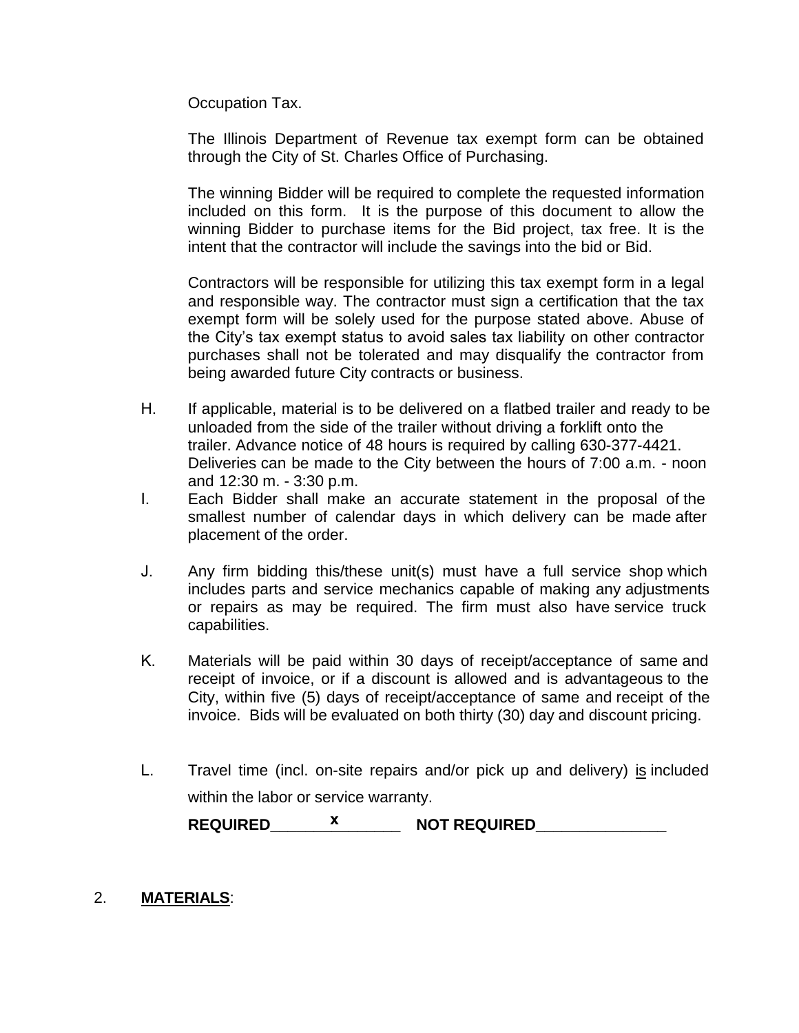Occupation Tax.

The Illinois Department of Revenue tax exempt form can be obtained through the City of St. Charles Office of Purchasing.

The winning Bidder will be required to complete the requested information included on this form. It is the purpose of this document to allow the winning Bidder to purchase items for the Bid project, tax free. It is the intent that the contractor will include the savings into the bid or Bid.

Contractors will be responsible for utilizing this tax exempt form in a legal and responsible way. The contractor must sign a certification that the tax exempt form will be solely used for the purpose stated above. Abuse of the City's tax exempt status to avoid sales tax liability on other contractor purchases shall not be tolerated and may disqualify the contractor from being awarded future City contracts or business.

H. If applicable, material is to be delivered on a flatbed trailer and ready to be unloaded from the side of the trailer without driving a forklift onto the trailer. Advance notice of 48 hours is required by calling 630-377-4421. Deliveries can be made to the City between the hours of 7:00 a.m. - noon and 12:30 m. - 3:30 p.m.

I. Each Bidder shall make an accurate statement in the proposal of the smallest number of calendar days in which delivery can be made after placement of the order.

J. Any firm bidding this/these unit(s) must have a full service shop which includes parts and service mechanics capable of making any adjustments or repairs as may be required. The firm must also have service truck capabilities.

K. Materials will be paid within 30 days of receipt/acceptance of same and receipt of invoice, or if a discount is allowed and is advantageous to the City, within five (5) days of receipt/acceptance of same and receipt of the invoice. Bids will be evaluated on both thirty (30) day and discount pricing.

L. Travel time (incl. on-site repairs and/or pick up and delivery) <u>is</u> included within the labor or service warranty.

**REQUIRED**\_\_\_\_\_\_\_x\_\_\_\_\_\_\_ **NOT REQUIRED**\_\_\_\_\_\_\_\_\_\_\_\_\_\_\_

2. **<u>MATERIALS</u>**: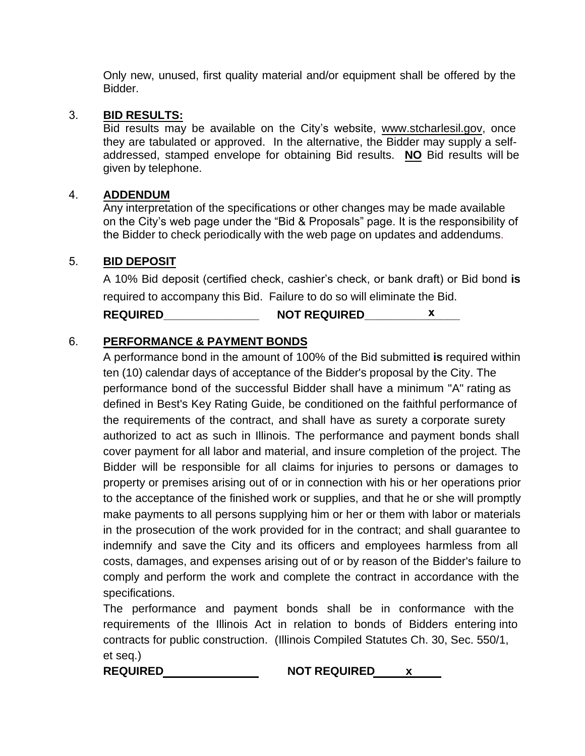Only new, unused, first quality material and/or equipment shall be offered by the Bidder.

3. **BID RESULTS:**
   Bid results may be available on the City's website, www.stcharlesil.gov, once they are tabulated or approved. In the alternative, the Bidder may supply a self-addressed, stamped envelope for obtaining Bid results. **NO** Bid results will be given by telephone.

4. **ADDENDUM**
   Any interpretation of the specifications or other changes may be made available on the City's web page under the "Bid & Proposals" page. It is the responsibility of the Bidder to check periodically with the web page on updates and addendums.

5. **BID DEPOSIT**
   A 10% Bid deposit (certified check, cashier's check, or bank draft) or Bid bond **is** required to accompany this Bid. Failure to do so will eliminate the Bid.

   **REQUIRED**_______________ **NOT REQUIRED**_______x_______

6. **PERFORMANCE & PAYMENT BONDS**
   A performance bond in the amount of 100% of the Bid submitted **is** required within ten (10) calendar days of acceptance of the Bidder's proposal by the City. The performance bond of the successful Bidder shall have a minimum "A" rating as defined in Best's Key Rating Guide, be conditioned on the faithful performance of the requirements of the contract, and shall have as surety a corporate surety authorized to act as such in Illinois. The performance and payment bonds shall cover payment for all labor and material, and insure completion of the project. The Bidder will be responsible for all claims for injuries to persons or damages to property or premises arising out of or in connection with his or her operations prior to the acceptance of the finished work or supplies, and that he or she will promptly make payments to all persons supplying him or her or them with labor or materials in the prosecution of the work provided for in the contract; and shall guarantee to indemnify and save the City and its officers and employees harmless from all costs, damages, and expenses arising out of or by reason of the Bidder's failure to comply and perform the work and complete the contract in accordance with the specifications.
   The performance and payment bonds shall be in conformance with the requirements of the Illinois Act in relation to bonds of Bidders entering into contracts for public construction. (Illinois Compiled Statutes Ch. 30, Sec. 550/1, et seq.)

   **REQUIRED**_______________ **NOT REQUIRED**_____x_____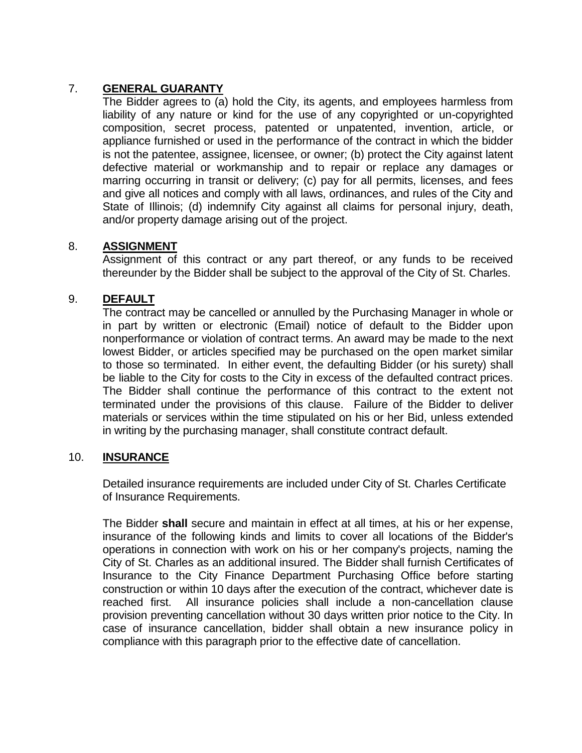7. **GENERAL GUARANTY**

The Bidder agrees to (a) hold the City, its agents, and employees harmless from liability of any nature or kind for the use of any copyrighted or un-copyrighted composition, secret process, patented or unpatented, invention, article, or appliance furnished or used in the performance of the contract in which the bidder is not the patentee, assignee, licensee, or owner; (b) protect the City against latent defective material or workmanship and to repair or replace any damages or marring occurring in transit or delivery; (c) pay for all permits, licenses, and fees and give all notices and comply with all laws, ordinances, and rules of the City and State of Illinois; (d) indemnify City against all claims for personal injury, death, and/or property damage arising out of the project.

8. **ASSIGNMENT**

Assignment of this contract or any part thereof, or any funds to be received thereunder by the Bidder shall be subject to the approval of the City of St. Charles.

9. **DEFAULT**

The contract may be cancelled or annulled by the Purchasing Manager in whole or in part by written or electronic (Email) notice of default to the Bidder upon nonperformance or violation of contract terms. An award may be made to the next lowest Bidder, or articles specified may be purchased on the open market similar to those so terminated. In either event, the defaulting Bidder (or his surety) shall be liable to the City for costs to the City in excess of the defaulted contract prices. The Bidder shall continue the performance of this contract to the extent not terminated under the provisions of this clause. Failure of the Bidder to deliver materials or services within the time stipulated on his or her Bid, unless extended in writing by the purchasing manager, shall constitute contract default.

10. **INSURANCE**

Detailed insurance requirements are included under City of St. Charles Certificate of Insurance Requirements.

The Bidder **shall** secure and maintain in effect at all times, at his or her expense, insurance of the following kinds and limits to cover all locations of the Bidder's operations in connection with work on his or her company's projects, naming the City of St. Charles as an additional insured. The Bidder shall furnish Certificates of Insurance to the City Finance Department Purchasing Office before starting construction or within 10 days after the execution of the contract, whichever date is reached first. All insurance policies shall include a non-cancellation clause provision preventing cancellation without 30 days written prior notice to the City. In case of insurance cancellation, bidder shall obtain a new insurance policy in compliance with this paragraph prior to the effective date of cancellation.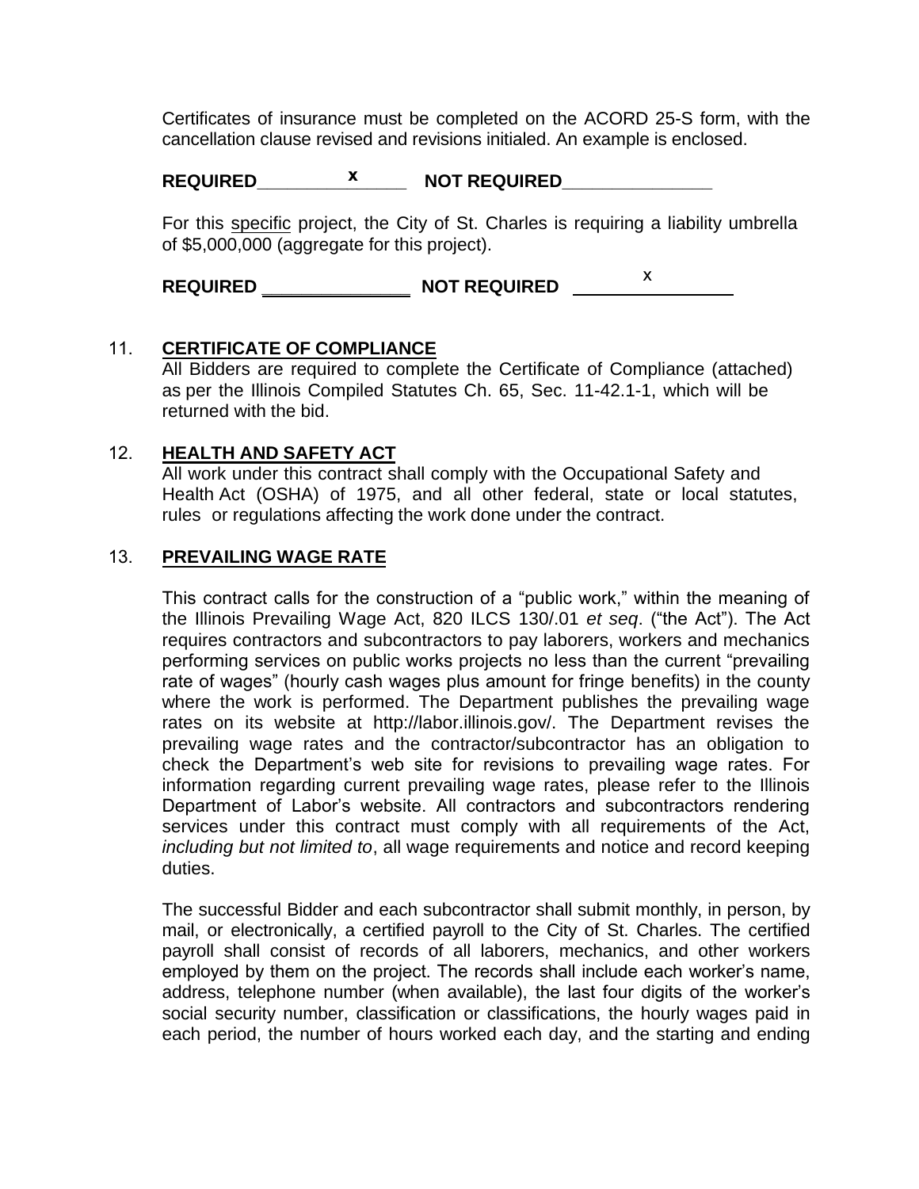Certificates of insurance must be completed on the ACORD 25-S form, with the cancellation clause revised and revisions initialed. An example is enclosed.

**REQUIRED** \_\_\_\_\_\_\_x\_\_\_\_\_\_\_ **NOT REQUIRED** \_\_\_\_\_\_\_\_\_\_\_\_\_\_\_

For this specific project, the City of St. Charles is requiring a liability umbrella of $5,000,000 (aggregate for this project).

**REQUIRED** \_\_\_\_\_\_\_\_\_\_\_\_\_\_\_ **NOT REQUIRED** \_\_\_\_\_\_\_x\_\_\_\_\_\_\_

11. **CERTIFICATE OF COMPLIANCE**

All Bidders are required to complete the Certificate of Compliance (attached) as per the Illinois Compiled Statutes Ch. 65, Sec. 11-42.1-1, which will be returned with the bid.

12. **HEALTH AND SAFETY ACT**

All work under this contract shall comply with the Occupational Safety and Health Act (OSHA) of 1975, and all other federal, state or local statutes, rules or regulations affecting the work done under the contract.

13. **PREVAILING WAGE RATE**

This contract calls for the construction of a "public work," within the meaning of the Illinois Prevailing Wage Act, 820 ILCS 130/.01 *et seq*. ("the Act"). The Act requires contractors and subcontractors to pay laborers, workers and mechanics performing services on public works projects no less than the current "prevailing rate of wages" (hourly cash wages plus amount for fringe benefits) in the county where the work is performed. The Department publishes the prevailing wage rates on its website at http://labor.illinois.gov/. The Department revises the prevailing wage rates and the contractor/subcontractor has an obligation to check the Department's web site for revisions to prevailing wage rates. For information regarding current prevailing wage rates, please refer to the Illinois Department of Labor's website. All contractors and subcontractors rendering services under this contract must comply with all requirements of the Act, *including but not limited to*, all wage requirements and notice and record keeping duties.

The successful Bidder and each subcontractor shall submit monthly, in person, by mail, or electronically, a certified payroll to the City of St. Charles. The certified payroll shall consist of records of all laborers, mechanics, and other workers employed by them on the project. The records shall include each worker's name, address, telephone number (when available), the last four digits of the worker's social security number, classification or classifications, the hourly wages paid in each period, the number of hours worked each day, and the starting and ending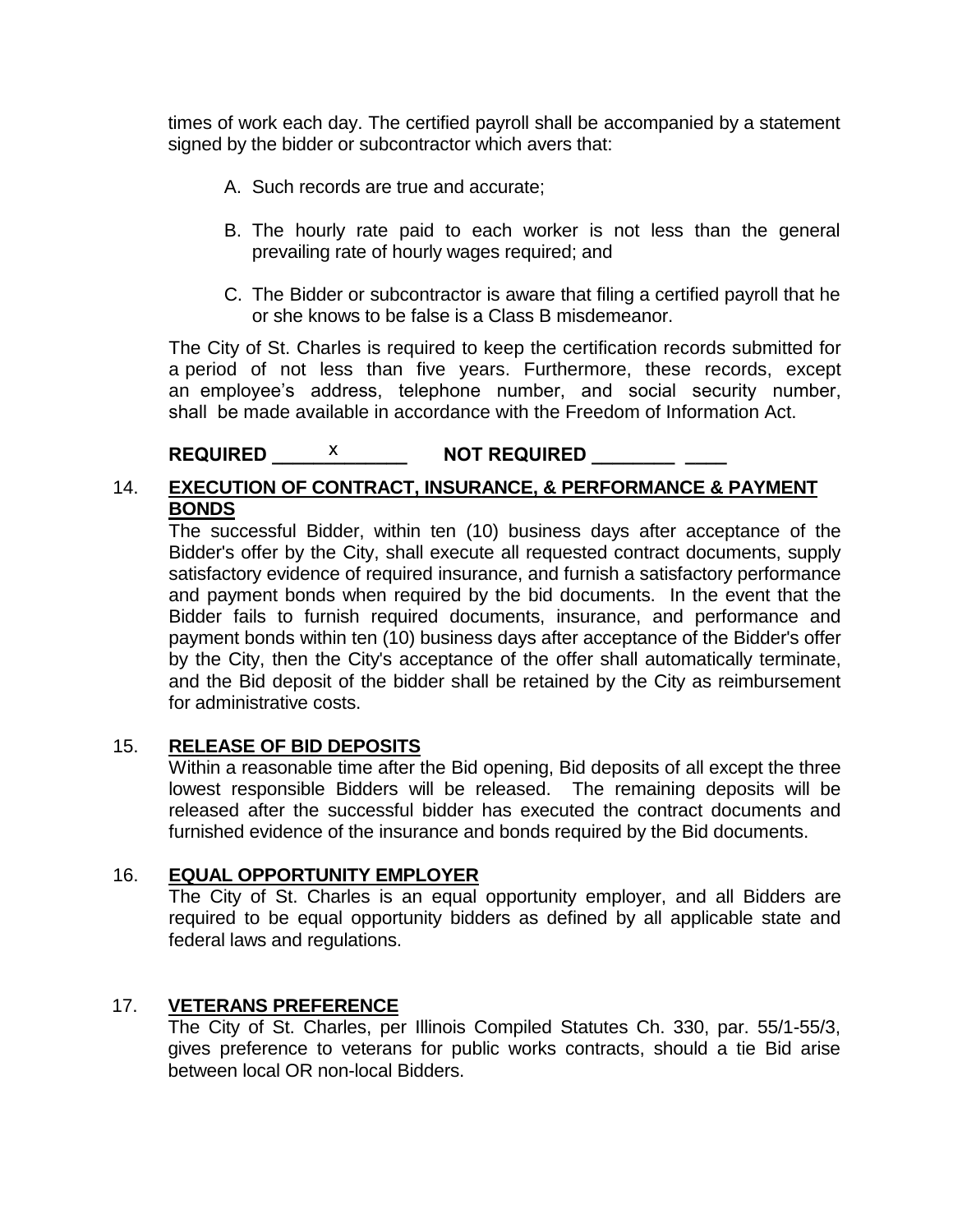times of work each day. The certified payroll shall be accompanied by a statement signed by the bidder or subcontractor which avers that:

A. Such records are true and accurate;

B. The hourly rate paid to each worker is not less than the general prevailing rate of hourly wages required; and

C. The Bidder or subcontractor is aware that filing a certified payroll that he or she knows to be false is a Class B misdemeanor.

The City of St. Charles is required to keep the certification records submitted for a period of not less than five years. Furthermore, these records, except an employee's address, telephone number, and social security number, shall be made available in accordance with the Freedom of Information Act.

**REQUIRED \_\_\_\_\_x\_\_\_\_\_\_\_ NOT REQUIRED \_\_\_\_\_\_\_\_ \_\_\_\_**

14. **<u>EXECUTION OF CONTRACT, INSURANCE, & PERFORMANCE & PAYMENT BONDS</u>**

The successful Bidder, within ten (10) business days after acceptance of the Bidder's offer by the City, shall execute all requested contract documents, supply satisfactory evidence of required insurance, and furnish a satisfactory performance and payment bonds when required by the bid documents. In the event that the Bidder fails to furnish required documents, insurance, and performance and payment bonds within ten (10) business days after acceptance of the Bidder's offer by the City, then the City's acceptance of the offer shall automatically terminate, and the Bid deposit of the bidder shall be retained by the City as reimbursement for administrative costs.

15. **<u>RELEASE OF BID DEPOSITS</u>**

Within a reasonable time after the Bid opening, Bid deposits of all except the three lowest responsible Bidders will be released. The remaining deposits will be released after the successful bidder has executed the contract documents and furnished evidence of the insurance and bonds required by the Bid documents.

16. **<u>EQUAL OPPORTUNITY EMPLOYER</u>**

The City of St. Charles is an equal opportunity employer, and all Bidders are required to be equal opportunity bidders as defined by all applicable state and federal laws and regulations.

17. **<u>VETERANS PREFERENCE</u>**

The City of St. Charles, per Illinois Compiled Statutes Ch. 330, par. 55/1-55/3, gives preference to veterans for public works contracts, should a tie Bid arise between local OR non-local Bidders.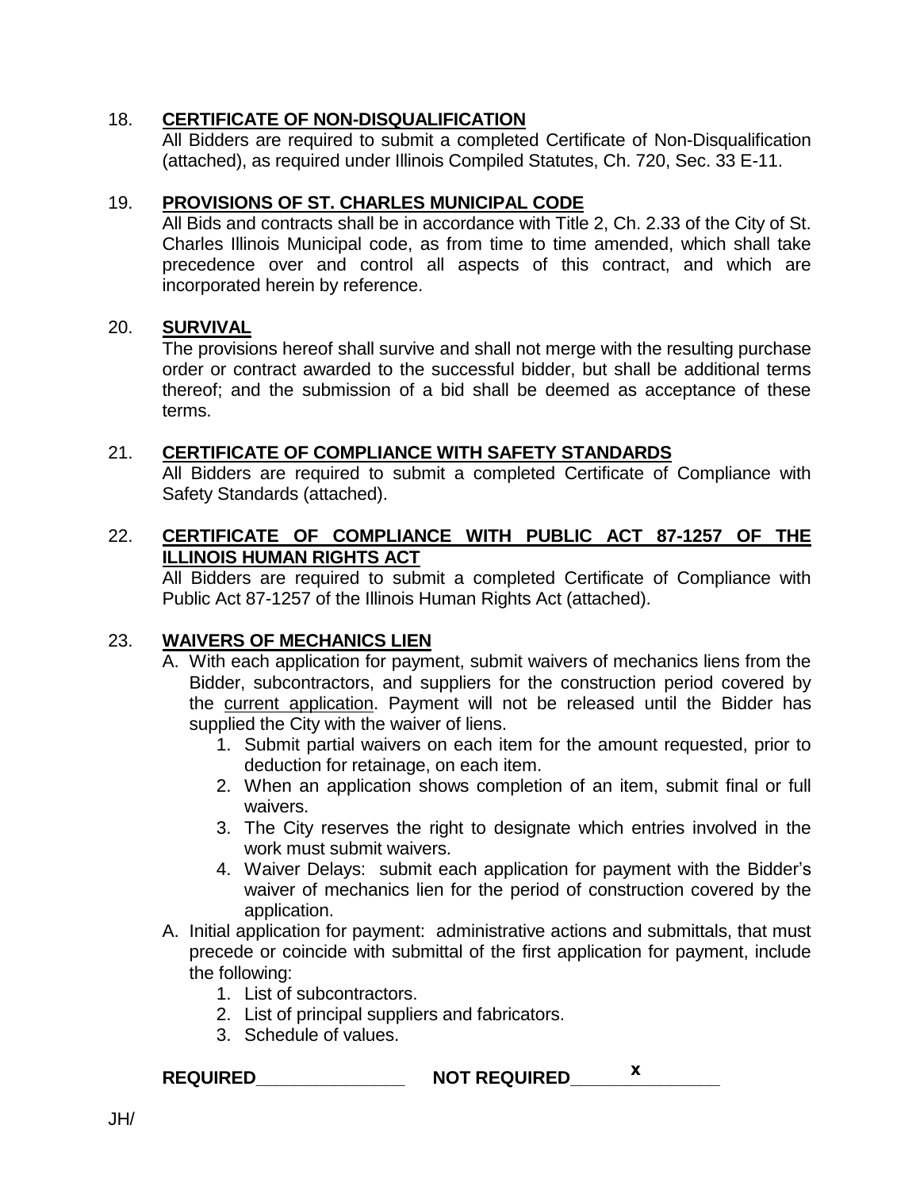18. **CERTIFICATE OF NON-DISQUALIFICATION**

All Bidders are required to submit a completed Certificate of Non-Disqualification (attached), as required under Illinois Compiled Statutes, Ch. 720, Sec. 33 E-11.

19. **PROVISIONS OF ST. CHARLES MUNICIPAL CODE**

All Bids and contracts shall be in accordance with Title 2, Ch. 2.33 of the City of St. Charles Illinois Municipal code, as from time to time amended, which shall take precedence over and control all aspects of this contract, and which are incorporated herein by reference.

20. **SURVIVAL**

The provisions hereof shall survive and shall not merge with the resulting purchase order or contract awarded to the successful bidder, but shall be additional terms thereof; and the submission of a bid shall be deemed as acceptance of these terms.

21. **CERTIFICATE OF COMPLIANCE WITH SAFETY STANDARDS**

All Bidders are required to submit a completed Certificate of Compliance with Safety Standards (attached).

22. **CERTIFICATE OF COMPLIANCE WITH PUBLIC ACT 87-1257 OF THE ILLINOIS HUMAN RIGHTS ACT**

All Bidders are required to submit a completed Certificate of Compliance with Public Act 87-1257 of the Illinois Human Rights Act (attached).

23. **WAIVERS OF MECHANICS LIEN**

A. With each application for payment, submit waivers of mechanics liens from the Bidder, subcontractors, and suppliers for the construction period covered by the current application. Payment will not be released until the Bidder has supplied the City with the waiver of liens.
   1. Submit partial waivers on each item for the amount requested, prior to deduction for retainage, on each item.
   2. When an application shows completion of an item, submit final or full waivers.
   3. The City reserves the right to designate which entries involved in the work must submit waivers.
   4. Waiver Delays: submit each application for payment with the Bidder's waiver of mechanics lien for the period of construction covered by the application.

A. Initial application for payment: administrative actions and submittals, that must precede or coincide with submittal of the first application for payment, include the following:
   1. List of subcontractors.
   2. List of principal suppliers and fabricators.
   3. Schedule of values.

**REQUIRED**_______________ **NOT REQUIRED**_______x_______

JH/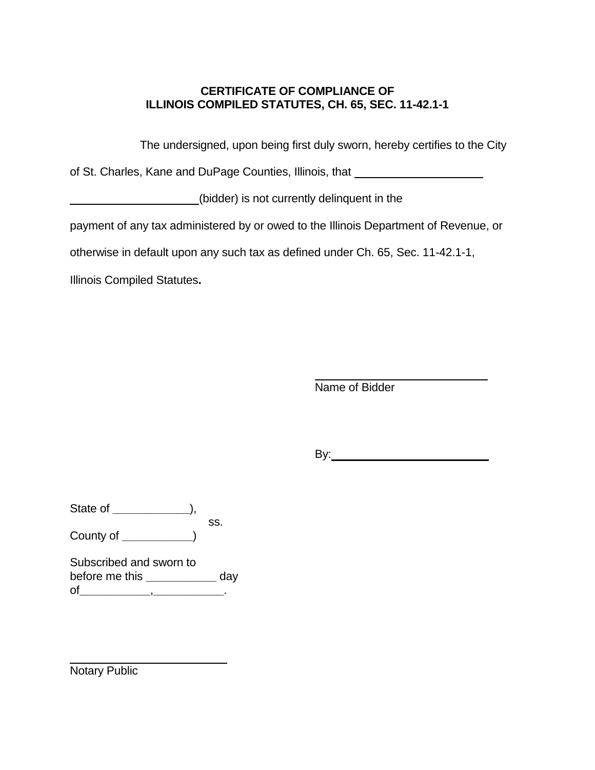**CERTIFICATE OF COMPLIANCE OF**
**ILLINOIS COMPILED STATUTES, CH. 65, SEC. 11-42.1-1**

The undersigned, upon being first duly sworn, hereby certifies to the City of St. Charles, Kane and DuPage Counties, Illinois, that ____________________ ____________________(bidder) is not currently delinquent in the payment of any tax administered by or owed to the Illinois Department of Revenue, or otherwise in default upon any such tax as defined under Ch. 65, Sec. 11-42.1-1, Illinois Compiled Statutes**.**

____________________________
Name of Bidder

By:___________________________

State of ____________),
ss.
County of ___________)

Subscribed and sworn to
before me this ___________ day
of___________,___________.

__________________________
Notary Public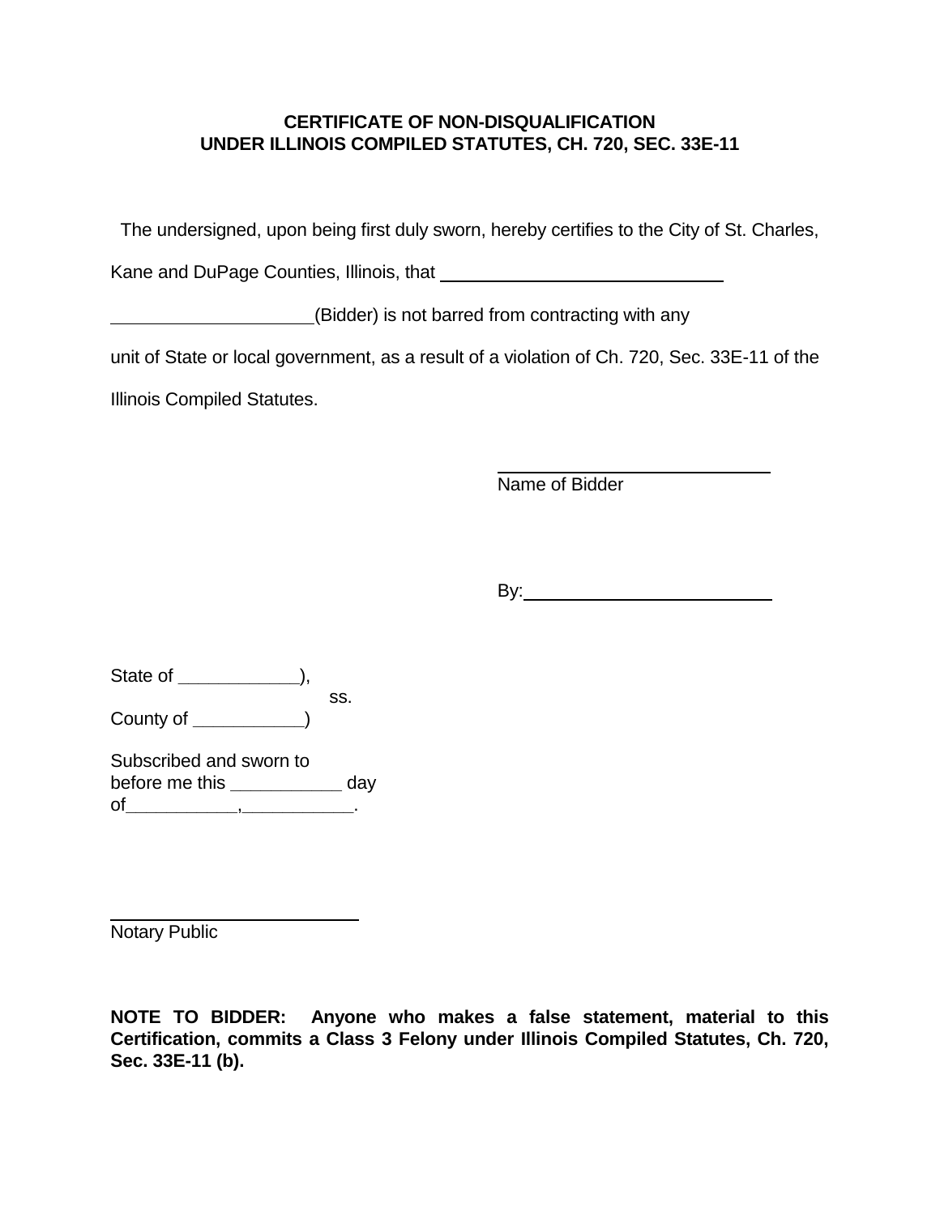**CERTIFICATE OF NON-DISQUALIFICATION**
**UNDER ILLINOIS COMPILED STATUTES, CH. 720, SEC. 33E-11**

The undersigned, upon being first duly sworn, hereby certifies to the City of St. Charles, Kane and DuPage Counties, Illinois, that ______________________________ ____________________(Bidder) is not barred from contracting with any unit of State or local government, as a result of a violation of Ch. 720, Sec. 33E-11 of the Illinois Compiled Statutes.

____________________________
Name of Bidder

By:__________________________

State of ____________),
ss.
County of ___________)

Subscribed and sworn to
before me this ___________ day
of___________,___________.

__________________________
Notary Public

**NOTE TO BIDDER: Anyone who makes a false statement, material to this Certification, commits a Class 3 Felony under Illinois Compiled Statutes, Ch. 720, Sec. 33E-11 (b).**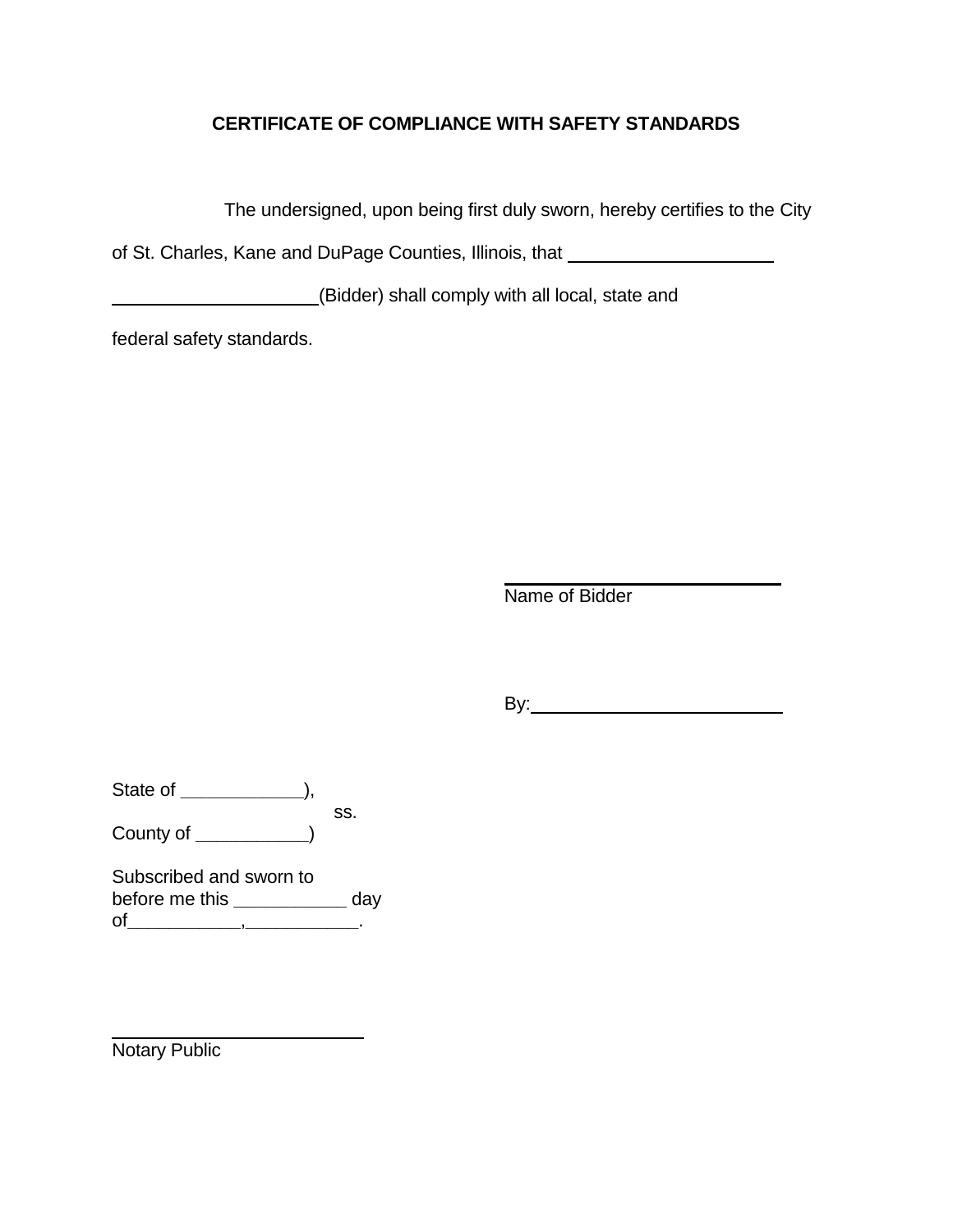# CERTIFICATE OF COMPLIANCE WITH SAFETY STANDARDS

The undersigned, upon being first duly sworn, hereby certifies to the City of St. Charles, Kane and DuPage Counties, Illinois, that ____________________ ____________________(Bidder) shall comply with all local, state and federal safety standards.

____________________________
Name of Bidder

By:___________________________

State of ____________),
ss.
County of ___________)

Subscribed and sworn to
before me this ___________ day
of___________,___________.

____________________________
Notary Public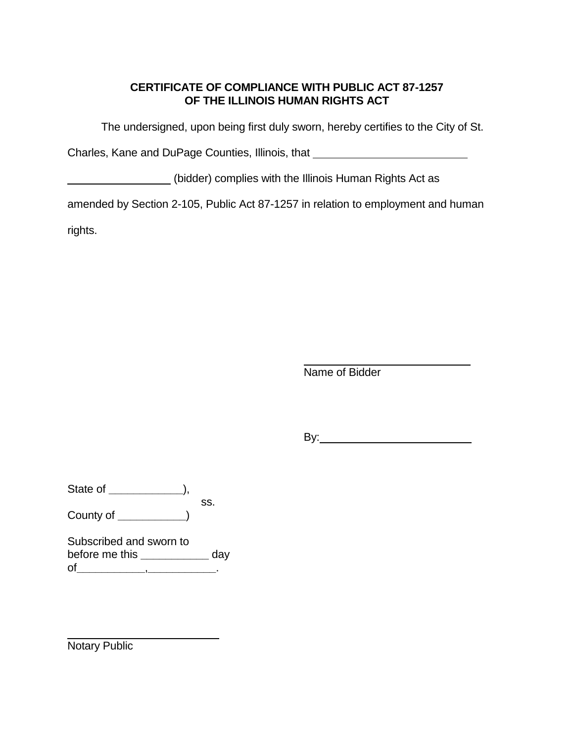**CERTIFICATE OF COMPLIANCE WITH PUBLIC ACT 87-1257**
**OF THE ILLINOIS HUMAN RIGHTS ACT**

The undersigned, upon being first duly sworn, hereby certifies to the City of St. Charles, Kane and DuPage Counties, Illinois, that ______________________________ ____________________ (bidder) complies with the Illinois Human Rights Act as amended by Section 2-105, Public Act 87-1257 in relation to employment and human rights.

______________________________
Name of Bidder

By:____________________________

State of ____________),
ss.
County of ___________)

Subscribed and sworn to
before me this ___________ day
of___________,___________.

____________________________
Notary Public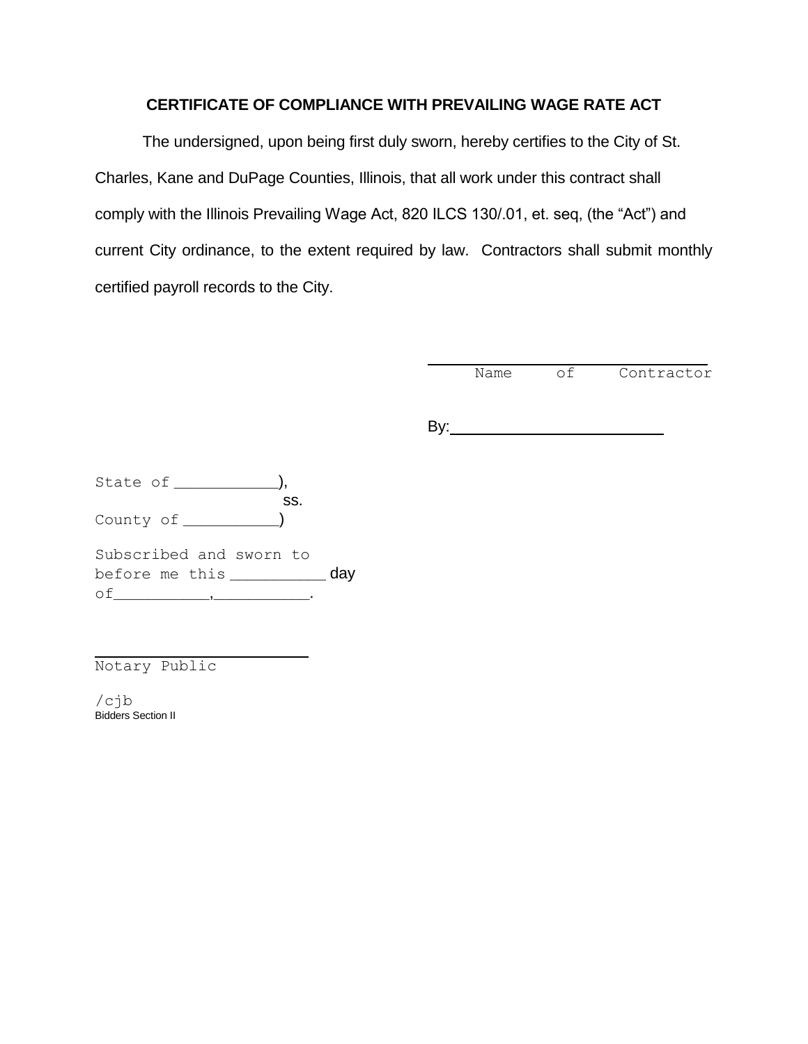## CERTIFICATE OF COMPLIANCE WITH PREVAILING WAGE RATE ACT

The undersigned, upon being first duly sworn, hereby certifies to the City of St. Charles, Kane and DuPage Counties, Illinois, that all work under this contract shall comply with the Illinois Prevailing Wage Act, 820 ILCS 130/.01, et. seq, (the "Act") and current City ordinance, to the extent required by law. Contractors shall submit monthly certified payroll records to the City.

\_\_\_\_\_\_\_\_\_\_\_\_\_\_\_\_\_\_\_\_\_\_\_\_\_\_\_\_
Name of Contractor

By: \_\_\_\_\_\_\_\_\_\_\_\_\_\_\_\_\_\_\_\_\_\_\_\_\_\_\_\_

State of \_\_\_\_\_\_\_\_\_\_\_),
ss.
County of \_\_\_\_\_\_\_\_\_\_\_)

Subscribed and sworn to before me this \_\_\_\_\_\_\_\_\_\_\_ day of\_\_\_\_\_\_\_\_\_\_\_,\_\_\_\_\_\_\_\_\_\_\_.

\_\_\_\_\_\_\_\_\_\_\_\_\_\_\_\_\_\_\_\_\_\_\_\_\_\_\_\_
Notary Public

/cjb
Bidders Section II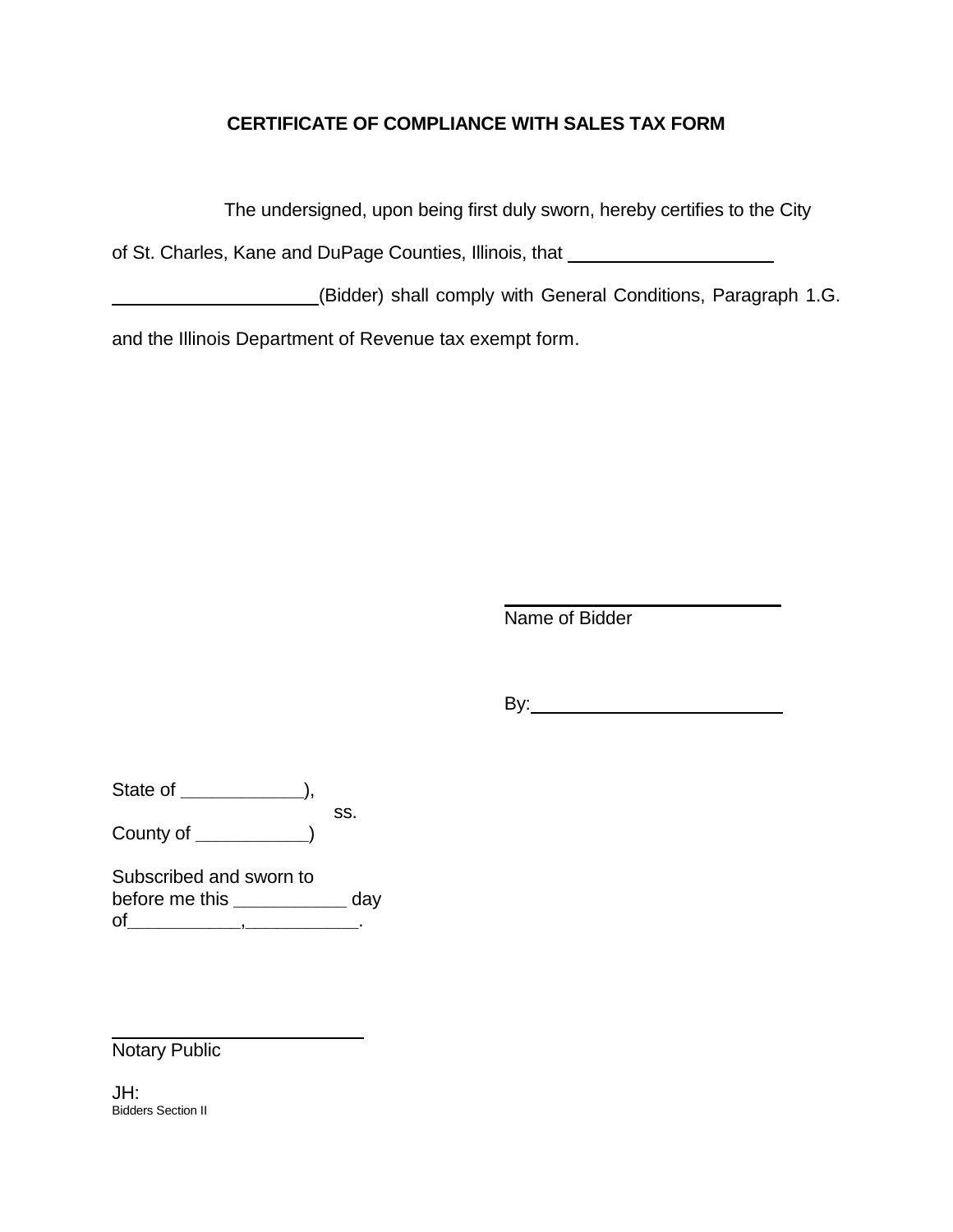**CERTIFICATE OF COMPLIANCE WITH SALES TAX FORM**

The undersigned, upon being first duly sworn, hereby certifies to the City of St. Charles, Kane and DuPage Counties, Illinois, that ____________________ ____________________(Bidder) shall comply with General Conditions, Paragraph 1.G. and the Illinois Department of Revenue tax exempt form.

____________________________
Name of Bidder

By:__________________________

State of ____________),
ss.
County of ___________)

Subscribed and sworn to
before me this ___________ day
of___________,___________.

____________________________
Notary Public

JH:
Bidders Section II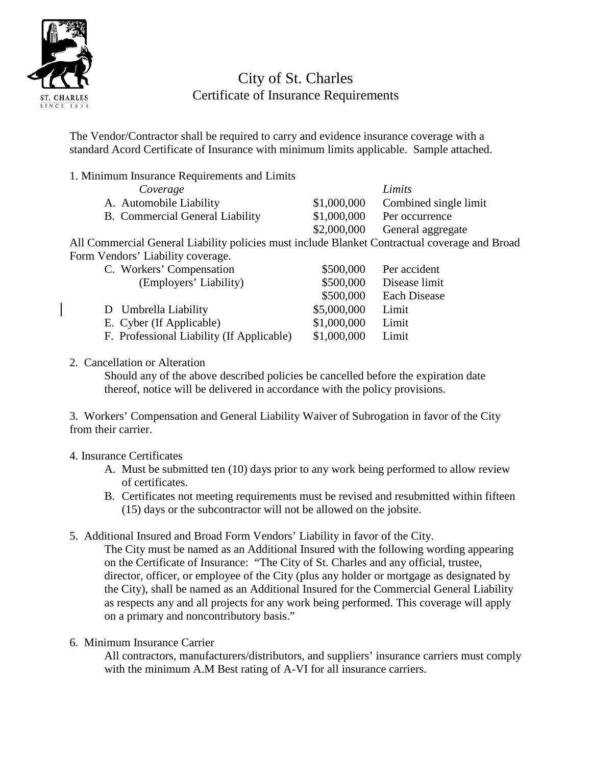# City of St. Charles
## Certificate of Insurance Requirements

The Vendor/Contractor shall be required to carry and evidence insurance coverage with a standard Acord Certificate of Insurance with minimum limits applicable. Sample attached.

1. Minimum Insurance Requirements and Limits

| *Coverage* | | *Limits* |
|---|---|---|
| A. Automobile Liability | $1,000,000 | Combined single limit |
| B. Commercial General Liability | $1,000,000 | Per occurrence |
| | $2,000,000 | General aggregate |

All Commercial General Liability policies must include Blanket Contractual coverage and Broad Form Vendors' Liability coverage.

| | | |
|---|---|---|
| C. Workers' Compensation | $500,000 | Per accident |
| (Employers' Liability) | $500,000 | Disease limit |
| | $500,000 | Each Disease |
| D Umbrella Liability | $5,000,000 | Limit |
| E. Cyber (If Applicable) | $1,000,000 | Limit |
| F. Professional Liability (If Applicable) | $1,000,000 | Limit |

2. Cancellation or Alteration

   Should any of the above described policies be cancelled before the expiration date thereof, notice will be delivered in accordance with the policy provisions.

3. Workers' Compensation and General Liability Waiver of Subrogation in favor of the City from their carrier.

4. Insurance Certificates
   A. Must be submitted ten (10) days prior to any work being performed to allow review of certificates.
   B. Certificates not meeting requirements must be revised and resubmitted within fifteen (15) days or the subcontractor will not be allowed on the jobsite.

5. Additional Insured and Broad Form Vendors' Liability in favor of the City.

   The City must be named as an Additional Insured with the following wording appearing on the Certificate of Insurance: "The City of St. Charles and any official, trustee, director, officer, or employee of the City (plus any holder or mortgage as designated by the City), shall be named as an Additional Insured for the Commercial General Liability as respects any and all projects for any work being performed. This coverage will apply on a primary and noncontributory basis."

6. Minimum Insurance Carrier

   All contractors, manufacturers/distributors, and suppliers' insurance carriers must comply with the minimum A.M Best rating of A-VI for all insurance carriers.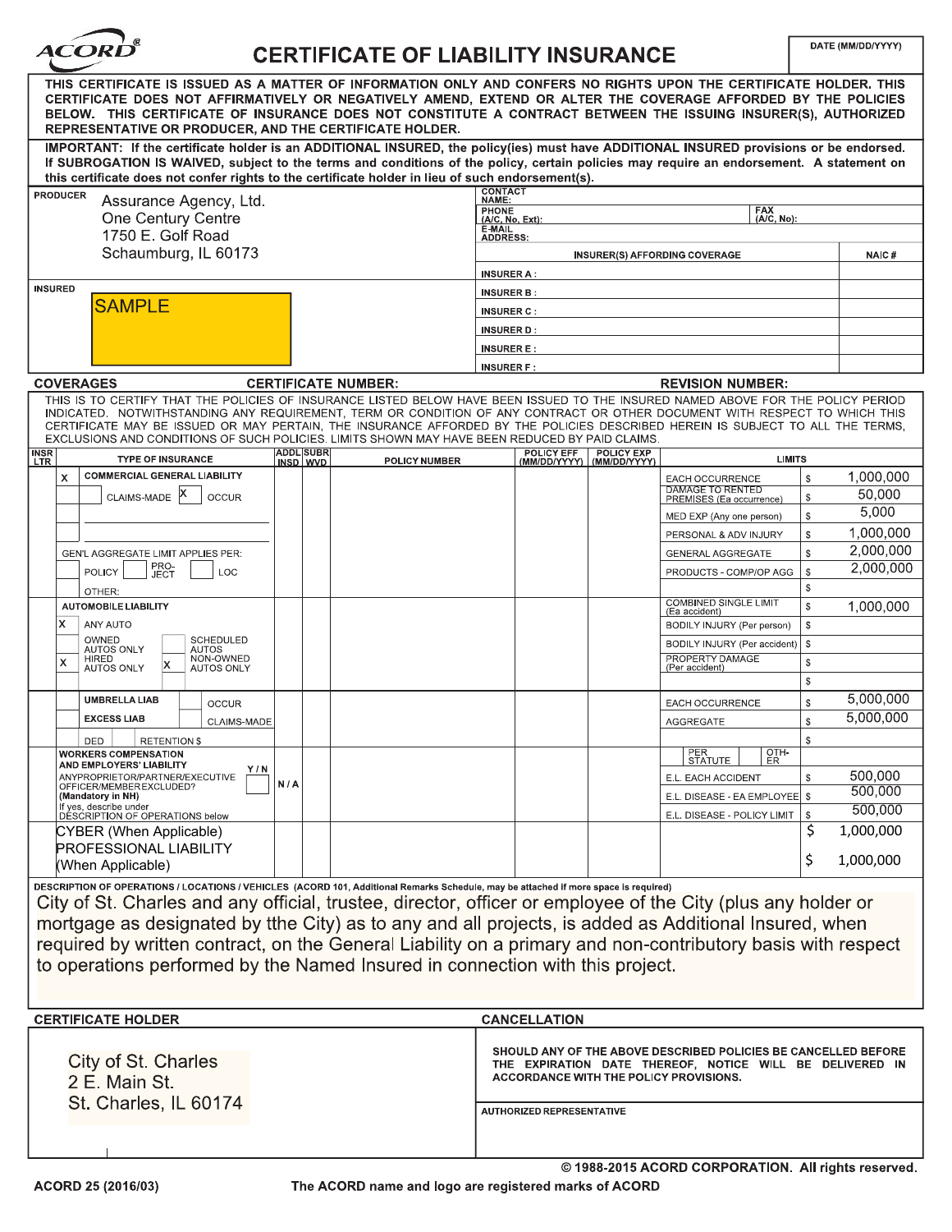# CERTIFICATE OF LIABILITY INSURANCE

ACORD®

DATE (MM/DD/YYYY)

THIS CERTIFICATE IS ISSUED AS A MATTER OF INFORMATION ONLY AND CONFERS NO RIGHTS UPON THE CERTIFICATE HOLDER. THIS CERTIFICATE DOES NOT AFFIRMATIVELY OR NEGATIVELY AMEND, EXTEND OR ALTER THE COVERAGE AFFORDED BY THE POLICIES BELOW. THIS CERTIFICATE OF INSURANCE DOES NOT CONSTITUTE A CONTRACT BETWEEN THE ISSUING INSURER(S), AUTHORIZED REPRESENTATIVE OR PRODUCER, AND THE CERTIFICATE HOLDER.

IMPORTANT: If the certificate holder is an ADDITIONAL INSURED, the policy(ies) must have ADDITIONAL INSURED provisions or be endorsed. If SUBROGATION IS WAIVED, subject to the terms and conditions of the policy, certain policies may require an endorsement. A statement on this certificate does not confer rights to the certificate holder in lieu of such endorsement(s).

| PRODUCER | CONTACT NAME: | |
|---|---|---|
| Assurance Agency, Ltd.<br>One Century Centre<br>1750 E. Golf Road<br>Schaumburg, IL 60173 | PHONE (A/C, No, Ext): | FAX (A/C, No): |
| | E-MAIL ADDRESS: | |
| | INSURER(S) AFFORDING COVERAGE | NAIC # |
| | INSURER A : | |
| **INSURED** | INSURER B : | |
| SAMPLE | INSURER C : | |
| | INSURER D : | |
| | INSURER E : | |
| | INSURER F : | |

**COVERAGES** CERTIFICATE NUMBER: REVISION NUMBER:

THIS IS TO CERTIFY THAT THE POLICIES OF INSURANCE LISTED BELOW HAVE BEEN ISSUED TO THE INSURED NAMED ABOVE FOR THE POLICY PERIOD INDICATED. NOTWITHSTANDING ANY REQUIREMENT, TERM OR CONDITION OF ANY CONTRACT OR OTHER DOCUMENT WITH RESPECT TO WHICH THIS CERTIFICATE MAY BE ISSUED OR MAY PERTAIN, THE INSURANCE AFFORDED BY THE POLICIES DESCRIBED HEREIN IS SUBJECT TO ALL THE TERMS, EXCLUSIONS AND CONDITIONS OF SUCH POLICIES. LIMITS SHOWN MAY HAVE BEEN REDUCED BY PAID CLAIMS.

| INSR LTR | TYPE OF INSURANCE | ADDL INSD | SUBR WVD | POLICY NUMBER | POLICY EFF (MM/DD/YYYY) | POLICY EXP (MM/DD/YYYY) | LIMITS | |
|---|---|---|---|---|---|---|---|---|
| | X COMMERCIAL GENERAL LIABILITY | | | | | | EACH OCCURRENCE | $ 1,000,000 |
| | CLAIMS-MADE [X] OCCUR | | | | | | DAMAGE TO RENTED PREMISES (Ea occurrence) | $ 50,000 |
| | | | | | | | MED EXP (Any one person) | $ 5,000 |
| | | | | | | | PERSONAL & ADV INJURY | $ 1,000,000 |
| | GEN'L AGGREGATE LIMIT APPLIES PER: | | | | | | GENERAL AGGREGATE | $ 2,000,000 |
| | POLICY / PRO-JECT / LOC | | | | | | PRODUCTS - COMP/OP AGG | $ 2,000,000 |
| | OTHER: | | | | | | | $ |
| | AUTOMOBILE LIABILITY | | | | | | COMBINED SINGLE LIMIT (Ea accident) | $ 1,000,000 |
| | X ANY AUTO | | | | | | BODILY INJURY (Per person) | $ |
| | OWNED AUTOS ONLY / SCHEDULED AUTOS | | | | | | BODILY INJURY (Per accident) | $ |
| | X HIRED AUTOS ONLY / X NON-OWNED AUTOS ONLY | | | | | | PROPERTY DAMAGE (Per accident) | $ |
| | | | | | | | | $ |
| | UMBRELLA LIAB / OCCUR | | | | | | EACH OCCURRENCE | $ 5,000,000 |
| | EXCESS LIAB / CLAIMS-MADE | | | | | | AGGREGATE | $ 5,000,000 |
| | DED / RETENTION $ | | | | | | | $ |
| | WORKERS COMPENSATION AND EMPLOYERS' LIABILITY Y/N | | | | | | PER STATUTE / OTH-ER | |
| | ANY PROPRIETOR/PARTNER/EXECUTIVE OFFICER/MEMBER EXCLUDED? (Mandatory in NH) | N/A | | | | | E.L. EACH ACCIDENT | $ 500,000 |
| | If yes, describe under DESCRIPTION OF OPERATIONS below | | | | | | E.L. DISEASE - EA EMPLOYEE | $ 500,000 |
| | | | | | | | E.L. DISEASE - POLICY LIMIT | $ 500,000 |
| | CYBER (When Applicable) | | | | | | | $ 1,000,000 |
| | PROFESSIONAL LIABILITY (When Applicable) | | | | | | | $ 1,000,000 |

DESCRIPTION OF OPERATIONS / LOCATIONS / VEHICLES (ACORD 101, Additional Remarks Schedule, may be attached if more space is required)

City of St. Charles and any official, trustee, director, officer or employee of the City (plus any holder or mortgage as designated by tthe City) as to any and all projects, is added as Additional Insured, when required by written contract, on the General Liability on a primary and non-contributory basis with respect to operations performed by the Named Insured in connection with this project.

| CERTIFICATE HOLDER | CANCELLATION |
|---|---|
| City of St. Charles<br>2 E. Main St.<br>St. Charles, IL 60174 | SHOULD ANY OF THE ABOVE DESCRIBED POLICIES BE CANCELLED BEFORE THE EXPIRATION DATE THEREOF, NOTICE WILL BE DELIVERED IN ACCORDANCE WITH THE POLICY PROVISIONS. |
| | AUTHORIZED REPRESENTATIVE |

© 1988-2015 ACORD CORPORATION. All rights reserved.

ACORD 25 (2016/03) The ACORD name and logo are registered marks of ACORD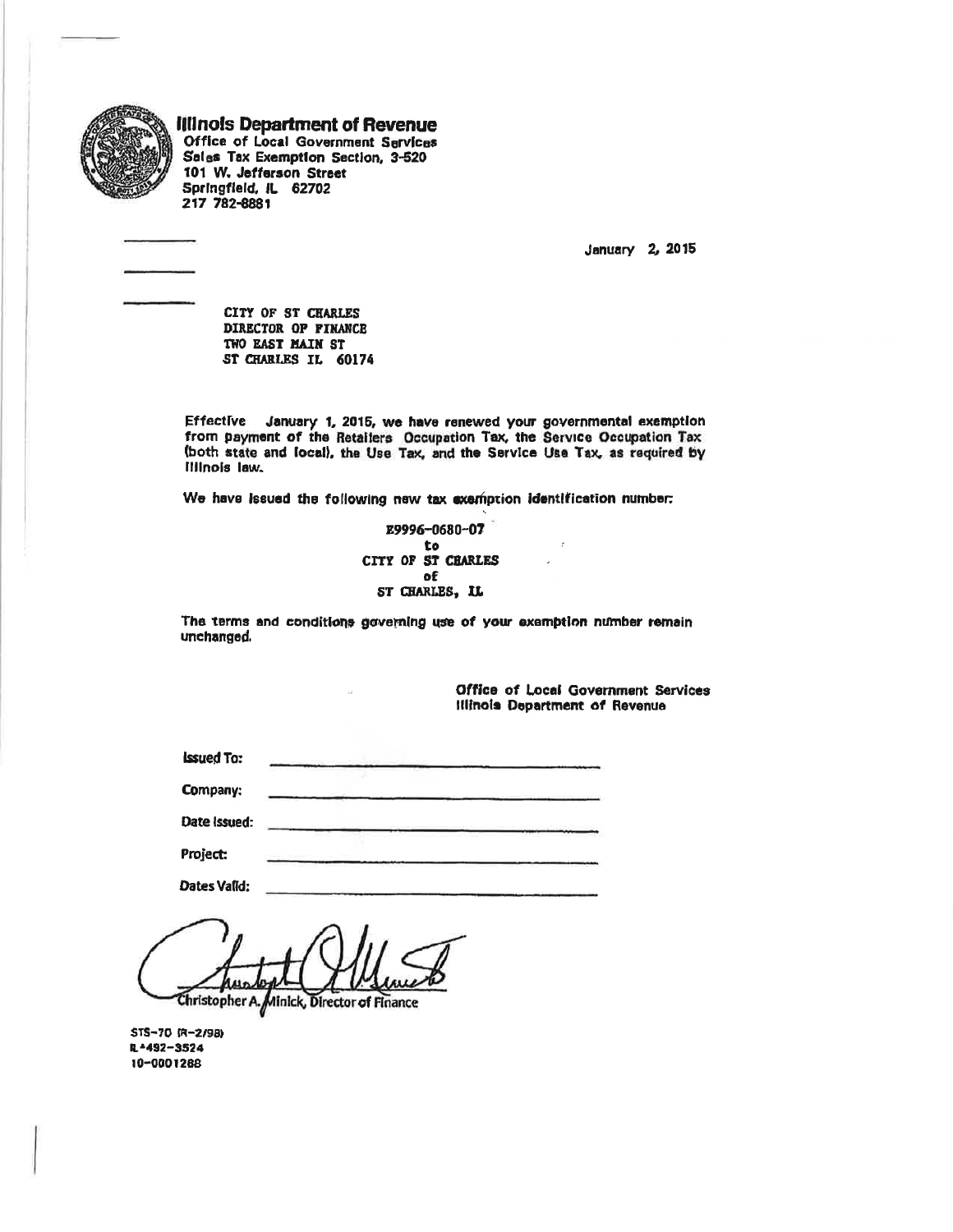**Illinois Department of Revenue**
Office of Local Government Services
Sales Tax Exemption Section, 3-520
101 W. Jefferson Street
Springfield, IL 62702
217 782-8881

January 2, 2015

CITY OF ST CHARLES
DIRECTOR OF FINANCE
TWO EAST MAIN ST
ST CHARLES IL 60174

Effective January 1, 2015, we have renewed your governmental exemption from payment of the Retailers Occupation Tax, the Service Occupation Tax (both state and local), the Use Tax, and the Service Use Tax, as required by Illinois law.

We have issued the following new tax exemption identification number:

E9996-0680-07
to
CITY OF ST CHARLES
of
ST CHARLES, IL

The terms and conditions governing use of your exemption number remain unchanged.

Office of Local Government Services
Illinois Department of Revenue

Issued To: \_\_\_\_\_\_\_\_\_\_\_\_\_\_\_\_\_\_\_\_

Company: \_\_\_\_\_\_\_\_\_\_\_\_\_\_\_\_\_\_\_\_

Date Issued: \_\_\_\_\_\_\_\_\_\_\_\_\_\_\_\_\_\_\_\_

Project: \_\_\_\_\_\_\_\_\_\_\_\_\_\_\_\_\_\_\_\_

Dates Valid: \_\_\_\_\_\_\_\_\_\_\_\_\_\_\_\_\_\_\_\_

Christopher A. Minick, Director of Finance

STS-70 (R-2/98)
IL-492-3524
10-0001288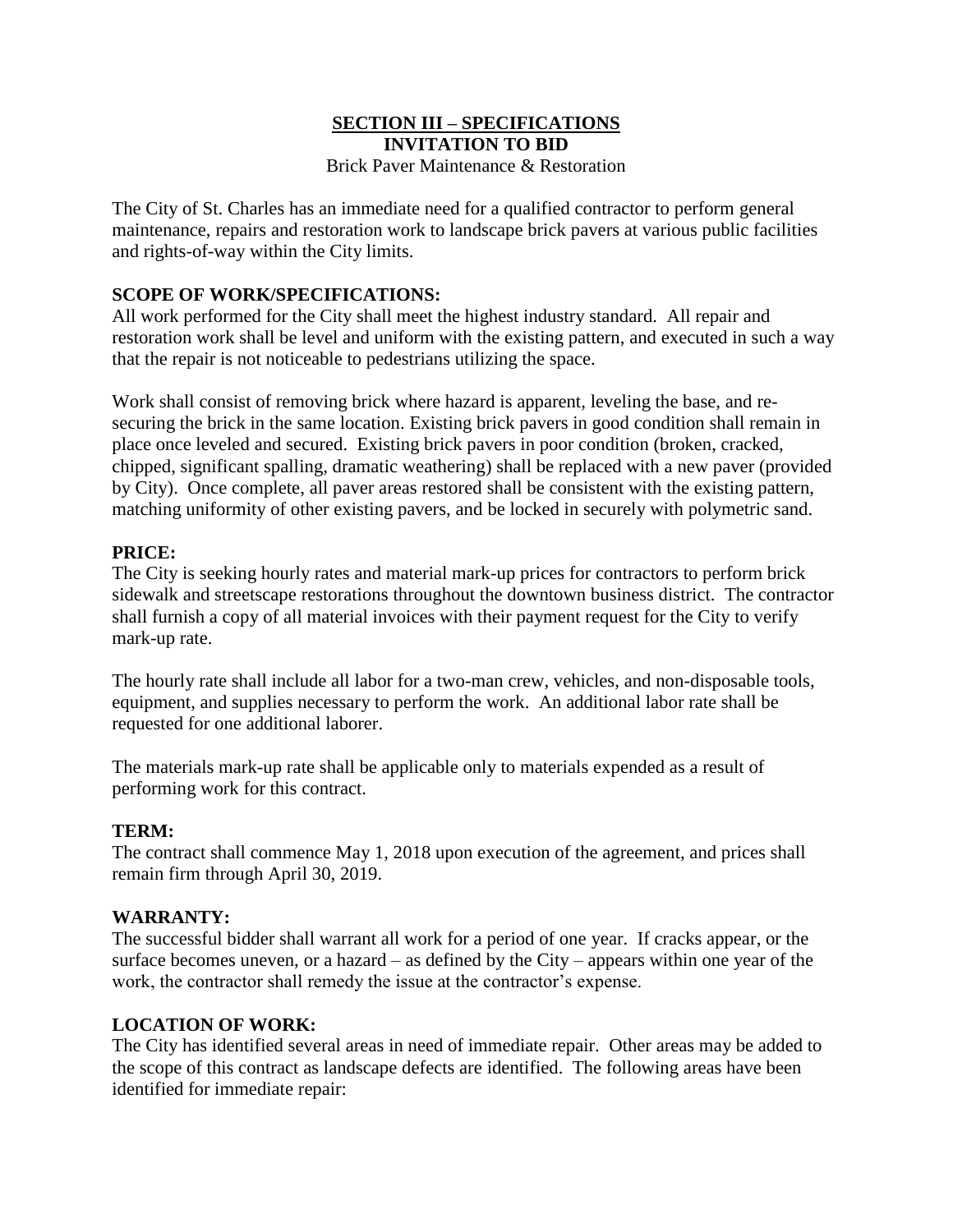## SECTION III – SPECIFICATIONS

**INVITATION TO BID**

Brick Paver Maintenance & Restoration

The City of St. Charles has an immediate need for a qualified contractor to perform general maintenance, repairs and restoration work to landscape brick pavers at various public facilities and rights-of-way within the City limits.

**SCOPE OF WORK/SPECIFICATIONS:**
All work performed for the City shall meet the highest industry standard. All repair and restoration work shall be level and uniform with the existing pattern, and executed in such a way that the repair is not noticeable to pedestrians utilizing the space.

Work shall consist of removing brick where hazard is apparent, leveling the base, and re-securing the brick in the same location. Existing brick pavers in good condition shall remain in place once leveled and secured. Existing brick pavers in poor condition (broken, cracked, chipped, significant spalling, dramatic weathering) shall be replaced with a new paver (provided by City). Once complete, all paver areas restored shall be consistent with the existing pattern, matching uniformity of other existing pavers, and be locked in securely with polymetric sand.

**PRICE:**
The City is seeking hourly rates and material mark-up prices for contractors to perform brick sidewalk and streetscape restorations throughout the downtown business district. The contractor shall furnish a copy of all material invoices with their payment request for the City to verify mark-up rate.

The hourly rate shall include all labor for a two-man crew, vehicles, and non-disposable tools, equipment, and supplies necessary to perform the work. An additional labor rate shall be requested for one additional laborer.

The materials mark-up rate shall be applicable only to materials expended as a result of performing work for this contract.

**TERM:**
The contract shall commence May 1, 2018 upon execution of the agreement, and prices shall remain firm through April 30, 2019.

**WARRANTY:**
The successful bidder shall warrant all work for a period of one year. If cracks appear, or the surface becomes uneven, or a hazard – as defined by the City – appears within one year of the work, the contractor shall remedy the issue at the contractor's expense.

**LOCATION OF WORK:**
The City has identified several areas in need of immediate repair. Other areas may be added to the scope of this contract as landscape defects are identified. The following areas have been identified for immediate repair: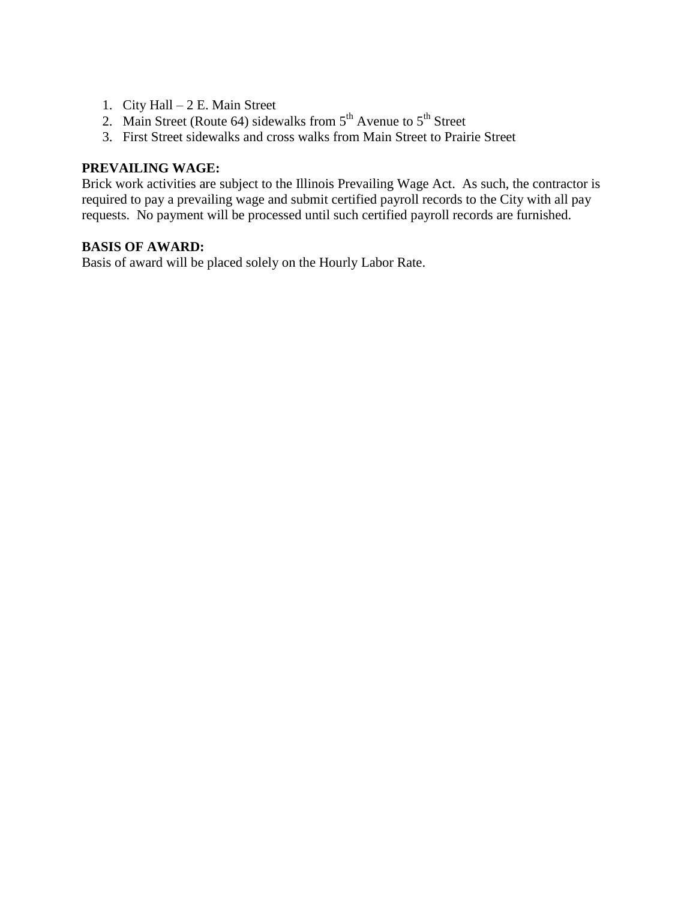1. City Hall – 2 E. Main Street
2. Main Street (Route 64) sidewalks from 5th Avenue to 5th Street
3. First Street sidewalks and cross walks from Main Street to Prairie Street

**PREVAILING WAGE:**
Brick work activities are subject to the Illinois Prevailing Wage Act. As such, the contractor is required to pay a prevailing wage and submit certified payroll records to the City with all pay requests. No payment will be processed until such certified payroll records are furnished.

**BASIS OF AWARD:**
Basis of award will be placed solely on the Hourly Labor Rate.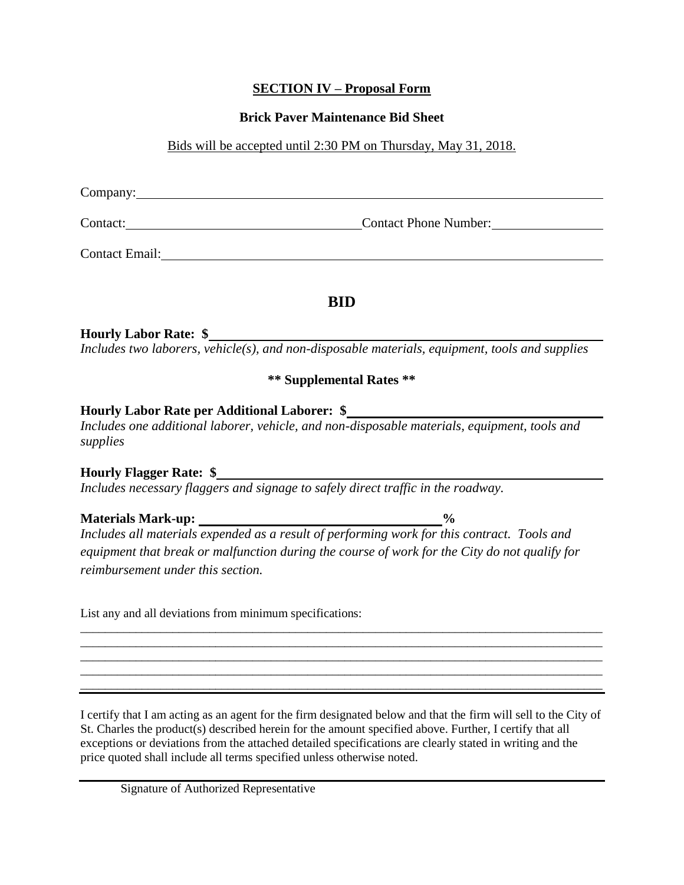**SECTION IV – Proposal Form**

**Brick Paver Maintenance Bid Sheet**

Bids will be accepted until 2:30 PM on Thursday, May 31, 2018.

Company: ____________________________________________

Contact: ______________________ Contact Phone Number: ______________

Contact Email: ____________________________________________

## BID

**Hourly Labor Rate: $** ____________________________________________

*Includes two laborers, vehicle(s), and non-disposable materials, equipment, tools and supplies*

**\*\* Supplemental Rates \*\***

**Hourly Labor Rate per Additional Laborer: $** ______________________

*Includes one additional laborer, vehicle, and non-disposable materials, equipment, tools and supplies*

**Hourly Flagger Rate: $** ____________________________________________

*Includes necessary flaggers and signage to safely direct traffic in the roadway.*

**Materials Mark-up:** ______________________ **%**

*Includes all materials expended as a result of performing work for this contract. Tools and equipment that break or malfunction during the course of work for the City do not qualify for reimbursement under this section.*

List any and all deviations from minimum specifications:

____________________________________________________________________________

____________________________________________________________________________

____________________________________________________________________________

____________________________________________________________________________

____________________________________________________________________________

I certify that I am acting as an agent for the firm designated below and that the firm will sell to the City of St. Charles the product(s) described herein for the amount specified above. Further, I certify that all exceptions or deviations from the attached detailed specifications are clearly stated in writing and the price quoted shall include all terms specified unless otherwise noted.

____________________________________________

Signature of Authorized Representative